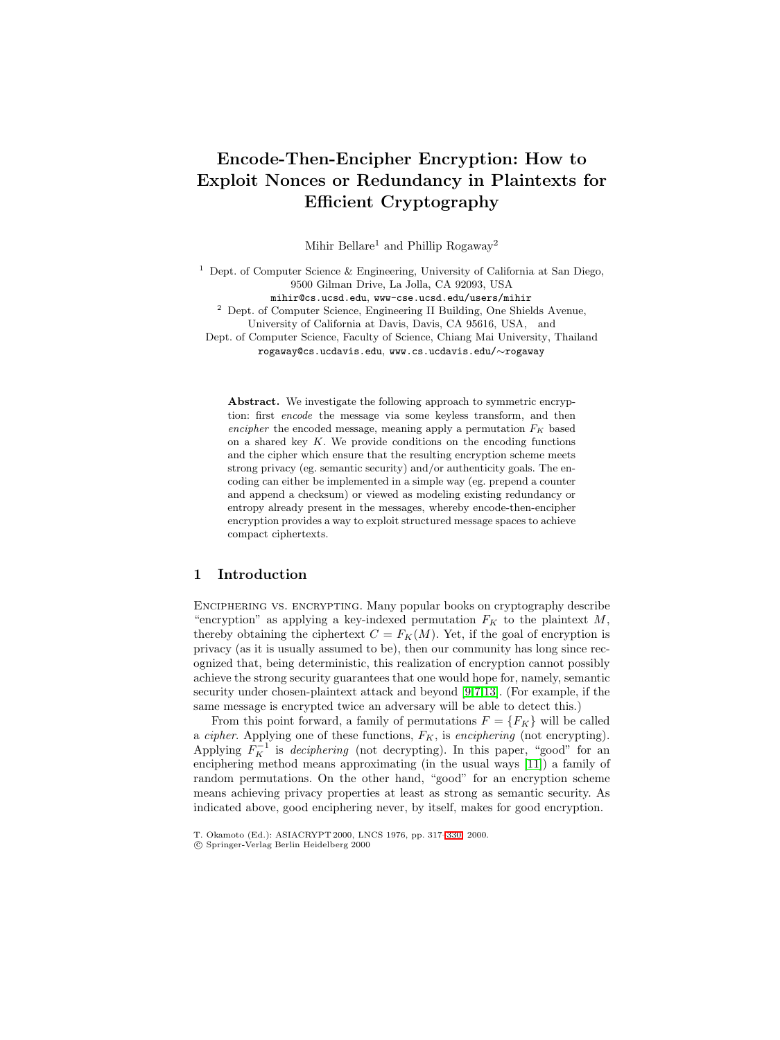# Encode-Then-Encipher Encryption: How to Exploit Nonces or Redundancy in Plaintexts for Efficient Cryptography

Mihir Bellare[1] and Phillip Rogaway[2]

[1] Dept. of Computer Science & Engineering, University of California at San Diego, 9500 Gilman Drive, La Jolla, CA 92093, USA
mihir@cs.ucsd.edu, www-cse.ucsd.edu/users/mihir

[2] Dept. of Computer Science, Engineering II Building, One Shields Avenue, University of California at Davis, Davis, CA 95616, USA, and
Dept. of Computer Science, Faculty of Science, Chiang Mai University, Thailand
rogaway@cs.ucdavis.edu, www.cs.ucdavis.edu/∼rogaway

**Abstract.** We investigate the following approach to symmetric encryption: first *encode* the message via some keyless transform, and then *encipher* the encoded message, meaning apply a permutation $F_K$ based on a shared key $K$. We provide conditions on the encoding functions and the cipher which ensure that the resulting encryption scheme meets strong privacy (eg. semantic security) and/or authenticity goals. The encoding can either be implemented in a simple way (eg. prepend a counter and append a checksum) or viewed as modeling existing redundancy or entropy already present in the messages, whereby encode-then-encipher encryption provides a way to exploit structured message spaces to achieve compact ciphertexts.

## 1 Introduction

Enciphering vs. encrypting. Many popular books on cryptography describe "encryption" as applying a key-indexed permutation $F_K$ to the plaintext $M$, thereby obtaining the ciphertext $C = F_K(M)$. Yet, if the goal of encryption is privacy (as it is usually assumed to be), then our community has long since recognized that, being deterministic, this realization of encryption cannot possibly achieve the strong security guarantees that one would hope for, namely, semantic security under chosen-plaintext attack and beyond [9,7,13]. (For example, if the same message is encrypted twice an adversary will be able to detect this.)

From this point forward, a family of permutations $F = \{F_K\}$ will be called a *cipher*. Applying one of these functions, $F_K$, is *enciphering* (not encrypting). Applying $F_K^{-1}$ is *deciphering* (not decrypting). In this paper, "good" for an enciphering method means approximating (in the usual ways [11]) a family of random permutations. On the other hand, "good" for an encryption scheme means achieving privacy properties at least as strong as semantic security. As indicated above, good enciphering never, by itself, makes for good encryption.

T. Okamoto (Ed.): ASIACRYPT 2000, LNCS 1976, pp. 317–330, 2000.
© Springer-Verlag Berlin Heidelberg 2000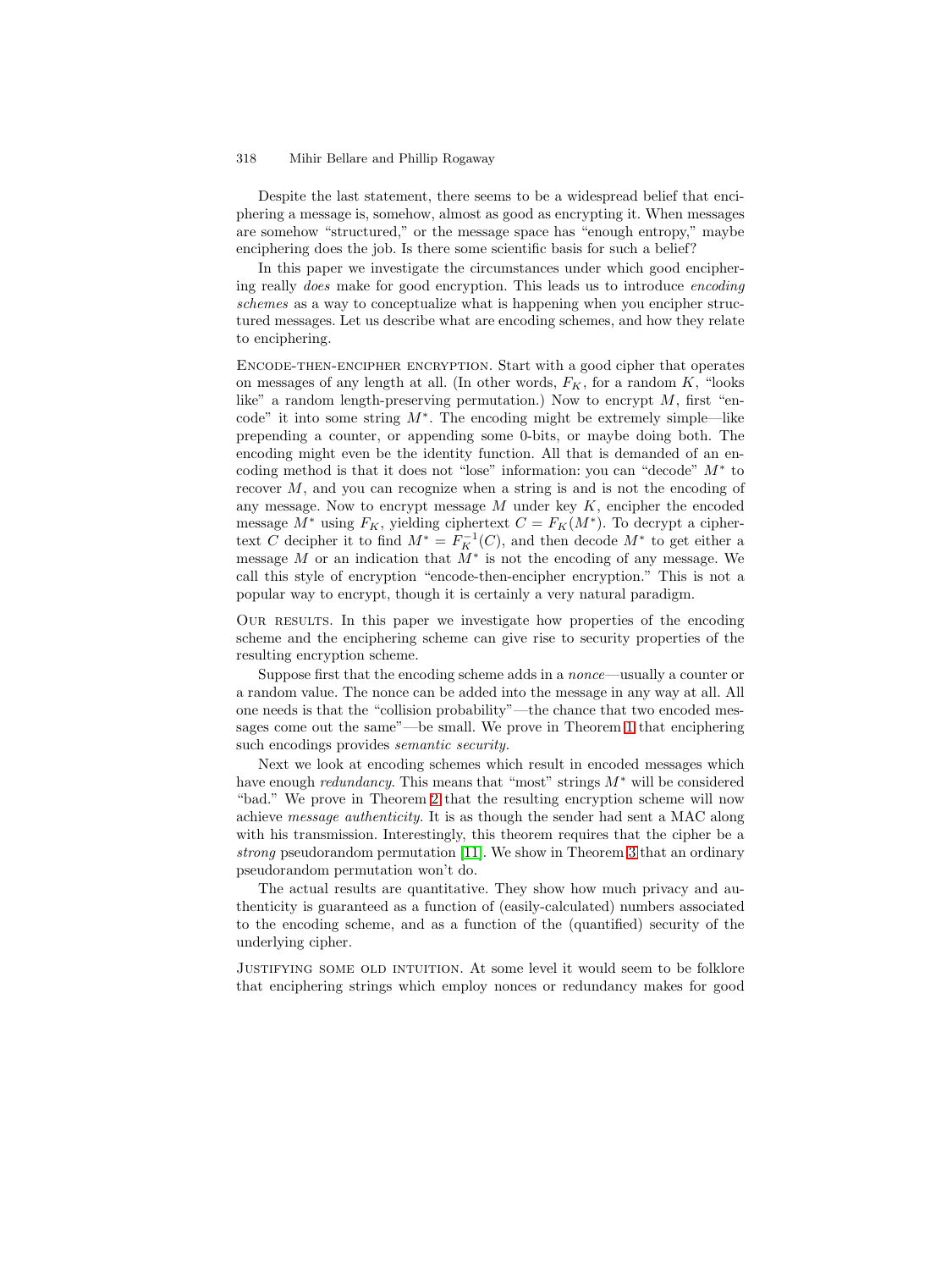Despite the last statement, there seems to be a widespread belief that enciphering a message is, somehow, almost as good as encrypting it. When messages are somehow "structured," or the message space has "enough entropy," maybe enciphering does the job. Is there some scientific basis for such a belief?

In this paper we investigate the circumstances under which good enciphering really *does* make for good encryption. This leads us to introduce *encoding schemes* as a way to conceptualize what is happening when you encipher structured messages. Let us describe what are encoding schemes, and how they relate to enciphering.

Encode-then-encipher encryption. Start with a good cipher that operates on messages of any length at all. (In other words, $F_K$, for a random $K$, "looks like" a random length-preserving permutation.) Now to encrypt $M$, first "encode" it into some string $M^*$. The encoding might be extremely simple—like prepending a counter, or appending some 0-bits, or maybe doing both. The encoding might even be the identity function. All that is demanded of an encoding method is that it does not "lose" information: you can "decode" $M^*$ to recover $M$, and you can recognize when a string is and is not the encoding of any message. Now to encrypt message $M$ under key $K$, encipher the encoded message $M^*$ using $F_K$, yielding ciphertext $C = F_K(M^*)$. To decrypt a ciphertext $C$ decipher it to find $M^* = F_K^{-1}(C)$, and then decode $M^*$ to get either a message $M$ or an indication that $M^*$ is not the encoding of any message. We call this style of encryption "encode-then-encipher encryption." This is not a popular way to encrypt, though it is certainly a very natural paradigm.

Our results. In this paper we investigate how properties of the encoding scheme and the enciphering scheme can give rise to security properties of the resulting encryption scheme.

Suppose first that the encoding scheme adds in a *nonce*—usually a counter or a random value. The nonce can be added into the message in any way at all. All one needs is that the "collision probability"—the chance that two encoded messages come out the same"—be small. We prove in Theorem 1 that enciphering such encodings provides *semantic security*.

Next we look at encoding schemes which result in encoded messages which have enough *redundancy*. This means that "most" strings $M^*$ will be considered "bad." We prove in Theorem 2 that the resulting encryption scheme will now achieve *message authenticity*. It is as though the sender had sent a MAC along with his transmission. Interestingly, this theorem requires that the cipher be a *strong* pseudorandom permutation [11]. We show in Theorem 3 that an ordinary pseudorandom permutation won't do.

The actual results are quantitative. They show how much privacy and authenticity is guaranteed as a function of (easily-calculated) numbers associated to the encoding scheme, and as a function of the (quantified) security of the underlying cipher.

Justifying some old intuition. At some level it would seem to be folklore that enciphering strings which employ nonces or redundancy makes for good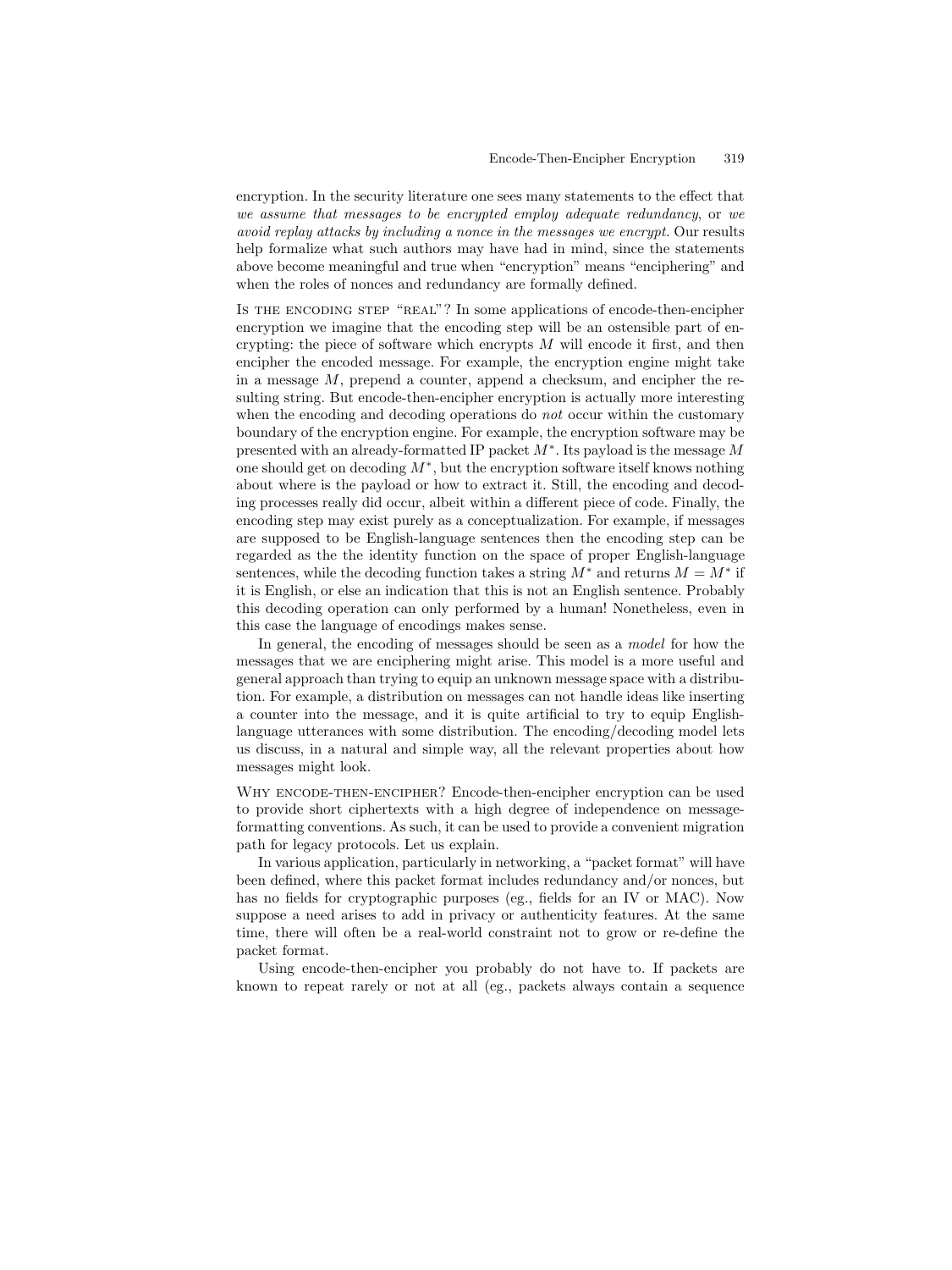encryption. In the security literature one sees many statements to the effect that *we assume that messages to be encrypted employ adequate redundancy*, or *we avoid replay attacks by including a nonce in the messages we encrypt.* Our results help formalize what such authors may have had in mind, since the statements above become meaningful and true when "encryption" means "enciphering" and when the roles of nonces and redundancy are formally defined.

Is the encoding step "real"? In some applications of encode-then-encipher encryption we imagine that the encoding step will be an ostensible part of encrypting: the piece of software which encrypts $M$ will encode it first, and then encipher the encoded message. For example, the encryption engine might take in a message $M$, prepend a counter, append a checksum, and encipher the resulting string. But encode-then-encipher encryption is actually more interesting when the encoding and decoding operations do *not* occur within the customary boundary of the encryption engine. For example, the encryption software may be presented with an already-formatted IP packet $M^*$. Its payload is the message $M$ one should get on decoding $M^*$, but the encryption software itself knows nothing about where is the payload or how to extract it. Still, the encoding and decoding processes really did occur, albeit within a different piece of code. Finally, the encoding step may exist purely as a conceptualization. For example, if messages are supposed to be English-language sentences then the encoding step can be regarded as the the identity function on the space of proper English-language sentences, while the decoding function takes a string $M^*$ and returns $M = M^*$ if it is English, or else an indication that this is not an English sentence. Probably this decoding operation can only performed by a human! Nonetheless, even in this case the language of encodings makes sense.

In general, the encoding of messages should be seen as a *model* for how the messages that we are enciphering might arise. This model is a more useful and general approach than trying to equip an unknown message space with a distribution. For example, a distribution on messages can not handle ideas like inserting a counter into the message, and it is quite artificial to try to equip English-language utterances with some distribution. The encoding/decoding model lets us discuss, in a natural and simple way, all the relevant properties about how messages might look.

Why encode-then-encipher? Encode-then-encipher encryption can be used to provide short ciphertexts with a high degree of independence on message-formatting conventions. As such, it can be used to provide a convenient migration path for legacy protocols. Let us explain.

In various application, particularly in networking, a "packet format" will have been defined, where this packet format includes redundancy and/or nonces, but has no fields for cryptographic purposes (eg., fields for an IV or MAC). Now suppose a need arises to add in privacy or authenticity features. At the same time, there will often be a real-world constraint not to grow or re-define the packet format.

Using encode-then-encipher you probably do not have to. If packets are known to repeat rarely or not at all (eg., packets always contain a sequence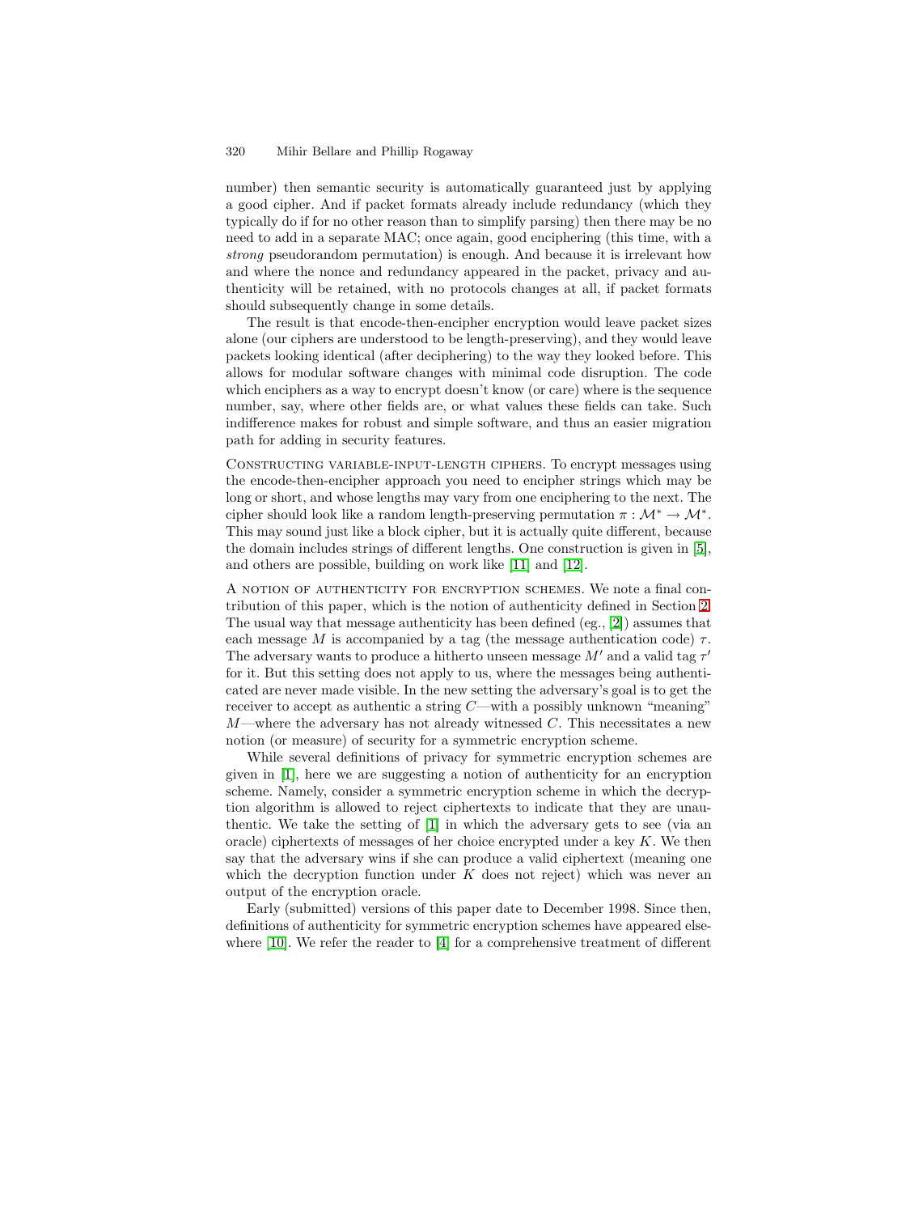number) then semantic security is automatically guaranteed just by applying a good cipher. And if packet formats already include redundancy (which they typically do if for no other reason than to simplify parsing) then there may be no need to add in a separate MAC; once again, good enciphering (this time, with a *strong* pseudorandom permutation) is enough. And because it is irrelevant how and where the nonce and redundancy appeared in the packet, privacy and authenticity will be retained, with no protocols changes at all, if packet formats should subsequently change in some details.

The result is that encode-then-encipher encryption would leave packet sizes alone (our ciphers are understood to be length-preserving), and they would leave packets looking identical (after deciphering) to the way they looked before. This allows for modular software changes with minimal code disruption. The code which enciphers as a way to encrypt doesn't know (or care) where is the sequence number, say, where other fields are, or what values these fields can take. Such indifference makes for robust and simple software, and thus an easier migration path for adding in security features.

Constructing variable-input-length ciphers. To encrypt messages using the encode-then-encipher approach you need to encipher strings which may be long or short, and whose lengths may vary from one enciphering to the next. The cipher should look like a random length-preserving permutation $\pi : \mathcal{M}^* \to \mathcal{M}^*$. This may sound just like a block cipher, but it is actually quite different, because the domain includes strings of different lengths. One construction is given in [5], and others are possible, building on work like [11] and [12].

A notion of authenticity for encryption schemes. We note a final contribution of this paper, which is the notion of authenticity defined in Section 2. The usual way that message authenticity has been defined (eg., [2]) assumes that each message $M$ is accompanied by a tag (the message authentication code) $\tau$. The adversary wants to produce a hitherto unseen message $M'$ and a valid tag $\tau'$ for it. But this setting does not apply to us, where the messages being authenticated are never made visible. In the new setting the adversary's goal is to get the receiver to accept as authentic a string $C$—with a possibly unknown "meaning" $M$—where the adversary has not already witnessed $C$. This necessitates a new notion (or measure) of security for a symmetric encryption scheme.

While several definitions of privacy for symmetric encryption schemes are given in [1], here we are suggesting a notion of authenticity for an encryption scheme. Namely, consider a symmetric encryption scheme in which the decryption algorithm is allowed to reject ciphertexts to indicate that they are unauthentic. We take the setting of [1] in which the adversary gets to see (via an oracle) ciphertexts of messages of her choice encrypted under a key $K$. We then say that the adversary wins if she can produce a valid ciphertext (meaning one which the decryption function under $K$ does not reject) which was never an output of the encryption oracle.

Early (submitted) versions of this paper date to December 1998. Since then, definitions of authenticity for symmetric encryption schemes have appeared elsewhere [10]. We refer the reader to [4] for a comprehensive treatment of different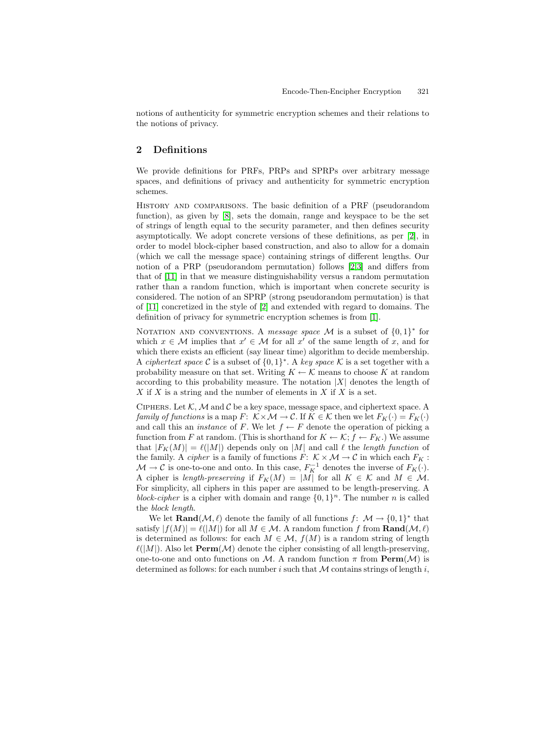notions of authenticity for symmetric encryption schemes and their relations to the notions of privacy.

## 2 Definitions

We provide definitions for PRFs, PRPs and SPRPs over arbitrary message spaces, and definitions of privacy and authenticity for symmetric encryption schemes.

History and comparisons. The basic definition of a PRF (pseudorandom function), as given by [8], sets the domain, range and keyspace to be the set of strings of length equal to the security parameter, and then defines security asymptotically. We adopt concrete versions of these definitions, as per [2], in order to model block-cipher based construction, and also to allow for a domain (which we call the message space) containing strings of different lengths. Our notion of a PRP (pseudorandom permutation) follows [2,3] and differs from that of [11] in that we measure distinguishability versus a random permutation rather than a random function, which is important when concrete security is considered. The notion of an SPRP (strong pseudorandom permutation) is that of [11] concretized in the style of [2] and extended with regard to domains. The definition of privacy for symmetric encryption schemes is from [1].

Notation and conventions. A *message space* $\mathcal{M}$ is a subset of $\{0,1\}^*$ for which $x \in \mathcal{M}$ implies that $x' \in \mathcal{M}$ for all $x'$ of the same length of $x$, and for which there exists an efficient (say linear time) algorithm to decide membership. A *ciphertext space* $\mathcal{C}$ is a subset of $\{0,1\}^*$. A *key space* $\mathcal{K}$ is a set together with a probability measure on that set. Writing $K \leftarrow \mathcal{K}$ means to choose $K$ at random according to this probability measure. The notation $|X|$ denotes the length of $X$ if $X$ is a string and the number of elements in $X$ if $X$ is a set.

Ciphers. Let $\mathcal{K}$, $\mathcal{M}$ and $\mathcal{C}$ be a key space, message space, and ciphertext space. A *family of functions* is a map $F\colon\ \mathcal{K} \times \mathcal{M} \to \mathcal{C}$. If $K \in \mathcal{K}$ then we let $F_K(\cdot) = F_K(\cdot)$ and call this an *instance* of $F$. We let $f \leftarrow F$ denote the operation of picking a function from $F$ at random. (This is shorthand for $K \leftarrow \mathcal{K};\ f \leftarrow F_K$.) We assume that $|F_K(M)| = \ell(|M|)$ depends only on $|M|$ and call $\ell$ the *length function* of the family. A *cipher* is a family of functions $F\colon\ \mathcal{K} \times \mathcal{M} \to \mathcal{C}$ in which each $F_K : \mathcal{M} \to \mathcal{C}$ is one-to-one and onto. In this case, $F_K^{-1}$ denotes the inverse of $F_K(\cdot)$. A cipher is *length-preserving* if $F_K(M) = |M|$ for all $K \in \mathcal{K}$ and $M \in \mathcal{M}$. For simplicity, all ciphers in this paper are assumed to be length-preserving. A *block-cipher* is a cipher with domain and range $\{0,1\}^n$. The number $n$ is called the *block length*.

We let $\mathbf{Rand}(\mathcal{M}, \ell)$ denote the family of all functions $f\colon\ \mathcal{M} \to \{0,1\}^*$ that satisfy $|f(M)| = \ell(|M|)$ for all $M \in \mathcal{M}$. A random function $f$ from $\mathbf{Rand}(\mathcal{M}, \ell)$ is determined as follows: for each $M \in \mathcal{M}$, $f(M)$ is a random string of length $\ell(|M|)$. Also let $\mathbf{Perm}(\mathcal{M})$ denote the cipher consisting of all length-preserving, one-to-one and onto functions on $\mathcal{M}$. A random function $\pi$ from $\mathbf{Perm}(\mathcal{M})$ is determined as follows: for each number $i$ such that $\mathcal{M}$ contains strings of length $i$,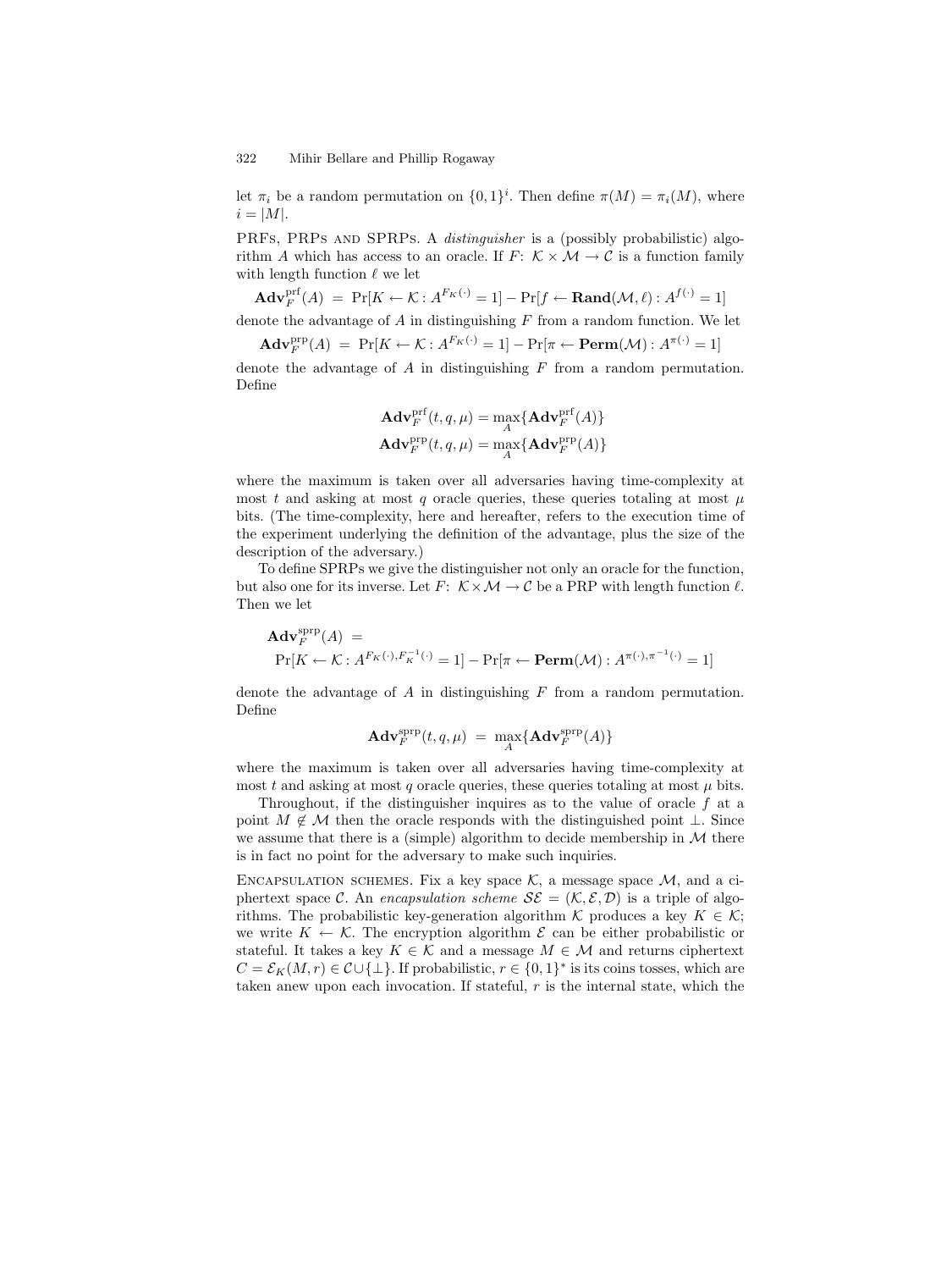let $\pi_i$ be a random permutation on $\{0,1\}^i$. Then define $\pi(M) = \pi_i(M)$, where $i = |M|$.

PRFs, PRPs and SPRPs. A *distinguisher* is a (possibly probabilistic) algorithm $A$ which has access to an oracle. If $F\colon\ \mathcal{K} \times \mathcal{M} \to \mathcal{C}$ is a function family with length function $\ell$ we let

$$\mathbf{Adv}_F^{\mathrm{prf}}(A) \;=\; \Pr[K \leftarrow \mathcal{K} : A^{F_K(\cdot)} = 1] - \Pr[f \leftarrow \mathbf{Rand}(\mathcal{M}, \ell) : A^{f(\cdot)} = 1]$$

denote the advantage of $A$ in distinguishing $F$ from a random function. We let

$$\mathbf{Adv}_F^{\mathrm{prp}}(A) \;=\; \Pr[K \leftarrow \mathcal{K} : A^{F_K(\cdot)} = 1] - \Pr[\pi \leftarrow \mathbf{Perm}(\mathcal{M}) : A^{\pi(\cdot)} = 1]$$

denote the advantage of $A$ in distinguishing $F$ from a random permutation. Define

$$\mathbf{Adv}_F^{\mathrm{prf}}(t, q, \mu) = \max_A \{\mathbf{Adv}_F^{\mathrm{prf}}(A)\}$$
$$\mathbf{Adv}_F^{\mathrm{prp}}(t, q, \mu) = \max_A \{\mathbf{Adv}_F^{\mathrm{prp}}(A)\}$$

where the maximum is taken over all adversaries having time-complexity at most $t$ and asking at most $q$ oracle queries, these queries totaling at most $\mu$ bits. (The time-complexity, here and hereafter, refers to the execution time of the experiment underlying the definition of the advantage, plus the size of the description of the adversary.)

To define SPRPs we give the distinguisher not only an oracle for the function, but also one for its inverse. Let $F\colon\ \mathcal{K} \times \mathcal{M} \to \mathcal{C}$ be a PRP with length function $\ell$. Then we let

$$\mathbf{Adv}_F^{\mathrm{sprp}}(A) \;=\; \Pr[K \leftarrow \mathcal{K} : A^{F_K(\cdot), F_K^{-1}(\cdot)} = 1] - \Pr[\pi \leftarrow \mathbf{Perm}(\mathcal{M}) : A^{\pi(\cdot), \pi^{-1}(\cdot)} = 1]$$

denote the advantage of $A$ in distinguishing $F$ from a random permutation. Define

$$\mathbf{Adv}_F^{\mathrm{sprp}}(t, q, \mu) \;=\; \max_A \{\mathbf{Adv}_F^{\mathrm{sprp}}(A)\}$$

where the maximum is taken over all adversaries having time-complexity at most $t$ and asking at most $q$ oracle queries, these queries totaling at most $\mu$ bits.

Throughout, if the distinguisher inquires as to the value of oracle $f$ at a point $M \notin \mathcal{M}$ then the oracle responds with the distinguished point $\perp$. Since we assume that there is a (simple) algorithm to decide membership in $\mathcal{M}$ there is in fact no point for the adversary to make such inquiries.

Encapsulation schemes. Fix a key space $\mathcal{K}$, a message space $\mathcal{M}$, and a ciphertext space $\mathcal{C}$. An *encapsulation scheme* $\mathcal{SE} = (\mathcal{K}, \mathcal{E}, \mathcal{D})$ is a triple of algorithms. The probabilistic key-generation algorithm $\mathcal{K}$ produces a key $K \in \mathcal{K}$; we write $K \leftarrow \mathcal{K}$. The encryption algorithm $\mathcal{E}$ can be either probabilistic or stateful. It takes a key $K \in \mathcal{K}$ and a message $M \in \mathcal{M}$ and returns ciphertext $C = \mathcal{E}_K(M, r) \in \mathcal{C} \cup \{\perp\}$. If probabilistic, $r \in \{0,1\}^*$ is its coins tosses, which are taken anew upon each invocation. If stateful, $r$ is the internal state, which the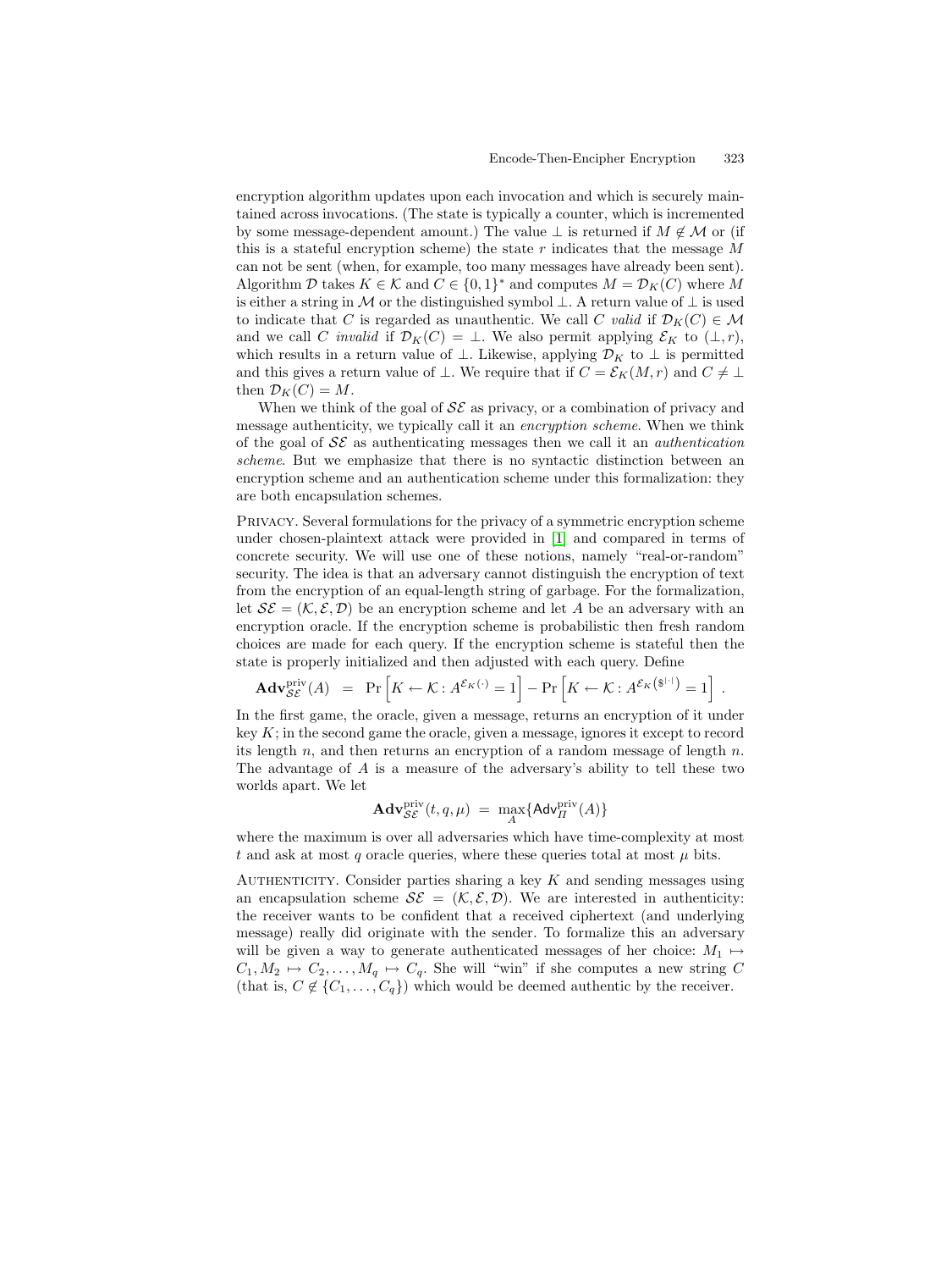encryption algorithm updates upon each invocation and which is securely maintained across invocations. (The state is typically a counter, which is incremented by some message-dependent amount.) The value $\perp$ is returned if $M \notin \mathcal{M}$ or (if this is a stateful encryption scheme) the state $r$ indicates that the message $M$ can not be sent (when, for example, too many messages have already been sent). Algorithm $\mathcal{D}$ takes $K \in \mathcal{K}$ and $C \in \{0,1\}^*$ and computes $M = \mathcal{D}_K(C)$ where $M$ is either a string in $\mathcal{M}$ or the distinguished symbol $\perp$. A return value of $\perp$ is used to indicate that $C$ is regarded as unauthentic. We call $C$ *valid* if $\mathcal{D}_K(C) \in \mathcal{M}$ and we call $C$ *invalid* if $\mathcal{D}_K(C) = \perp$. We also permit applying $\mathcal{E}_K$ to $(\perp, r)$, which results in a return value of $\perp$. Likewise, applying $\mathcal{D}_K$ to $\perp$ is permitted and this gives a return value of $\perp$. We require that if $C = \mathcal{E}_K(M, r)$ and $C \neq \perp$ then $\mathcal{D}_K(C) = M$.

When we think of the goal of $\mathcal{SE}$ as privacy, or a combination of privacy and message authenticity, we typically call it an *encryption scheme*. When we think of the goal of $\mathcal{SE}$ as authenticating messages then we call it an *authentication scheme*. But we emphasize that there is no syntactic distinction between an encryption scheme and an authentication scheme under this formalization: they are both encapsulation schemes.

Privacy. Several formulations for the privacy of a symmetric encryption scheme under chosen-plaintext attack were provided in [1] and compared in terms of concrete security. We will use one of these notions, namely "real-or-random" security. The idea is that an adversary cannot distinguish the encryption of text from the encryption of an equal-length string of garbage. For the formalization, let $\mathcal{SE} = (\mathcal{K}, \mathcal{E}, \mathcal{D})$ be an encryption scheme and let $A$ be an adversary with an encryption oracle. If the encryption scheme is probabilistic then fresh random choices are made for each query. If the encryption scheme is stateful then the state is properly initialized and then adjusted with each query. Define

$$\mathbf{Adv}^{\mathrm{priv}}_{\mathcal{SE}}(A) \;=\; \Pr\Big[K \leftarrow \mathcal{K} : A^{\mathcal{E}_K(\cdot)} = 1\Big] - \Pr\Big[K \leftarrow \mathcal{K} : A^{\mathcal{E}_K(\$^{|\cdot|})} = 1\Big] \;.$$

In the first game, the oracle, given a message, returns an encryption of it under key $K$; in the second game the oracle, given a message, ignores it except to record its length $n$, and then returns an encryption of a random message of length $n$. The advantage of $A$ is a measure of the adversary's ability to tell these two worlds apart. We let

$$\mathbf{Adv}^{\mathrm{priv}}_{\mathcal{SE}}(t, q, \mu) \;=\; \max_{A}\{\mathsf{Adv}^{\mathrm{priv}}_{\Pi}(A)\}$$

where the maximum is over all adversaries which have time-complexity at most $t$ and ask at most $q$ oracle queries, where these queries total at most $\mu$ bits.

Authenticity. Consider parties sharing a key $K$ and sending messages using an encapsulation scheme $\mathcal{SE} = (\mathcal{K}, \mathcal{E}, \mathcal{D})$. We are interested in authenticity: the receiver wants to be confident that a received ciphertext (and underlying message) really did originate with the sender. To formalize this an adversary will be given a way to generate authenticated messages of her choice: $M_1 \mapsto C_1, M_2 \mapsto C_2, \ldots, M_q \mapsto C_q$. She will "win" if she computes a new string $C$ (that is, $C \notin \{C_1, \ldots, C_q\}$) which would be deemed authentic by the receiver.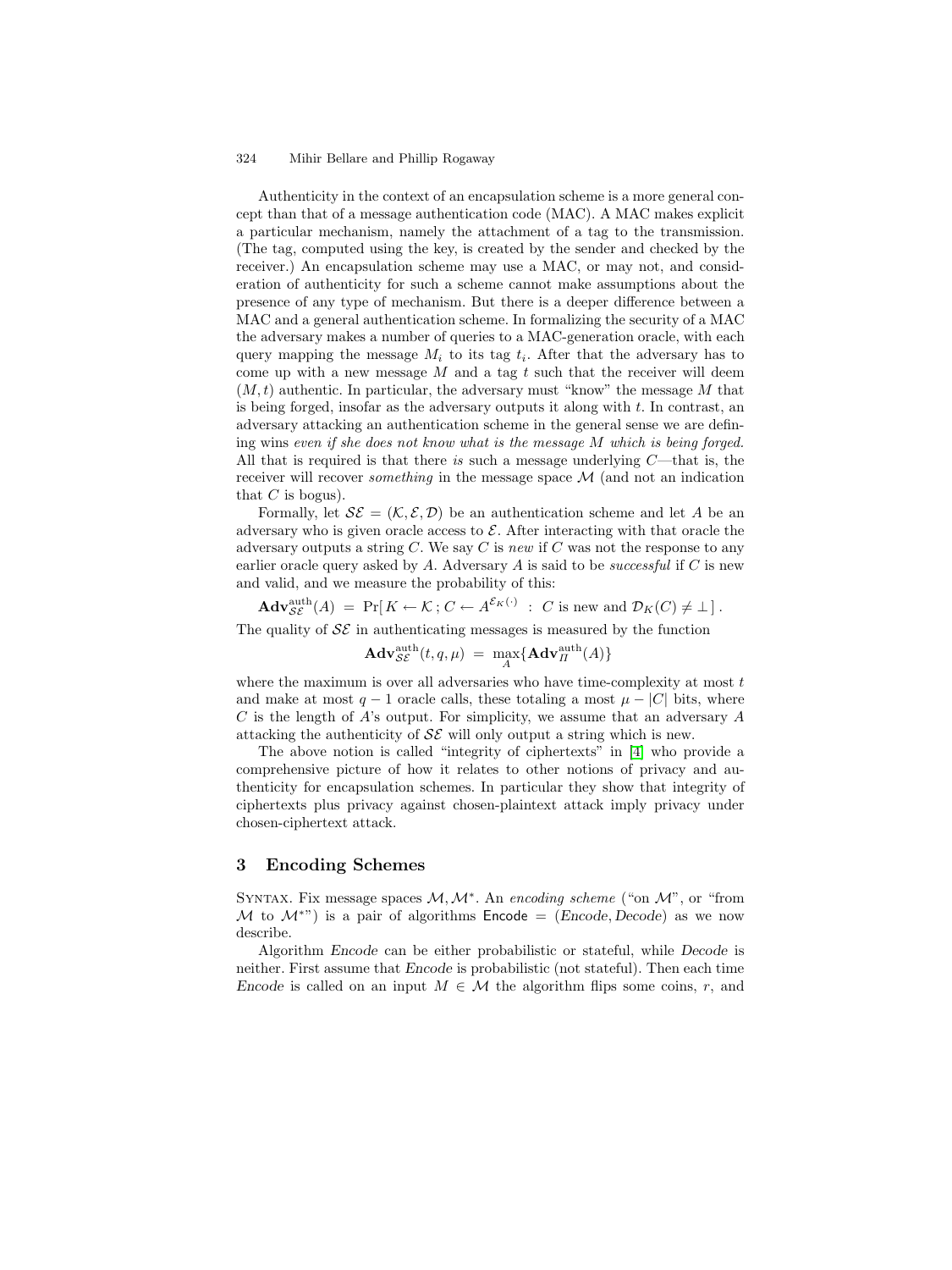Authenticity in the context of an encapsulation scheme is a more general concept than that of a message authentication code (MAC). A MAC makes explicit a particular mechanism, namely the attachment of a tag to the transmission. (The tag, computed using the key, is created by the sender and checked by the receiver.) An encapsulation scheme may use a MAC, or may not, and consideration of authenticity for such a scheme cannot make assumptions about the presence of any type of mechanism. But there is a deeper difference between a MAC and a general authentication scheme. In formalizing the security of a MAC the adversary makes a number of queries to a MAC-generation oracle, with each query mapping the message $M_i$ to its tag $t_i$. After that the adversary has to come up with a new message $M$ and a tag $t$ such that the receiver will deem $(M, t)$ authentic. In particular, the adversary must "know" the message $M$ that is being forged, insofar as the adversary outputs it along with $t$. In contrast, an adversary attacking an authentication scheme in the general sense we are defining wins *even if she does not know what is the message $M$ which is being forged.* All that is required is that there *is* such a message underlying $C$—that is, the receiver will recover *something* in the message space $\mathcal{M}$ (and not an indication that $C$ is bogus).

Formally, let $\mathcal{SE} = (\mathcal{K}, \mathcal{E}, \mathcal{D})$ be an authentication scheme and let $A$ be an adversary who is given oracle access to $\mathcal{E}$. After interacting with that oracle the adversary outputs a string $C$. We say $C$ is *new* if $C$ was not the response to any earlier oracle query asked by $A$. Adversary $A$ is said to be *successful* if $C$ is new and valid, and we measure the probability of this:

$$\mathbf{Adv}^{\mathrm{auth}}_{\mathcal{SE}}(A) \;=\; \Pr[\, K \leftarrow \mathcal{K} \,;\, C \leftarrow A^{\mathcal{E}_K(\cdot)} \;:\; C \text{ is new and } \mathcal{D}_K(C) \neq \bot \,] \,.$$

The quality of $\mathcal{SE}$ in authenticating messages is measured by the function

$$\mathbf{Adv}^{\mathrm{auth}}_{\mathcal{SE}}(t, q, \mu) \;=\; \max_{A}\{\mathbf{Adv}^{\mathrm{auth}}_{\Pi}(A)\}$$

where the maximum is over all adversaries who have time-complexity at most $t$ and make at most $q-1$ oracle calls, these totaling a most $\mu - |C|$ bits, where $C$ is the length of $A$'s output. For simplicity, we assume that an adversary $A$ attacking the authenticity of $\mathcal{SE}$ will only output a string which is new.

The above notion is called "integrity of ciphertexts" in [4] who provide a comprehensive picture of how it relates to other notions of privacy and authenticity for encapsulation schemes. In particular they show that integrity of ciphertexts plus privacy against chosen-plaintext attack imply privacy under chosen-ciphertext attack.

## 3 Encoding Schemes

Syntax. Fix message spaces $\mathcal{M}, \mathcal{M}^*$. An *encoding scheme* ("on $\mathcal{M}$", or "from $\mathcal{M}$ to $\mathcal{M}^*$") is a pair of algorithms $\mathsf{Encode} = (\mathit{Encode}, \mathit{Decode})$ as we now describe.

Algorithm *Encode* can be either probabilistic or stateful, while *Decode* is neither. First assume that *Encode* is probabilistic (not stateful). Then each time *Encode* is called on an input $M \in \mathcal{M}$ the algorithm flips some coins, $r$, and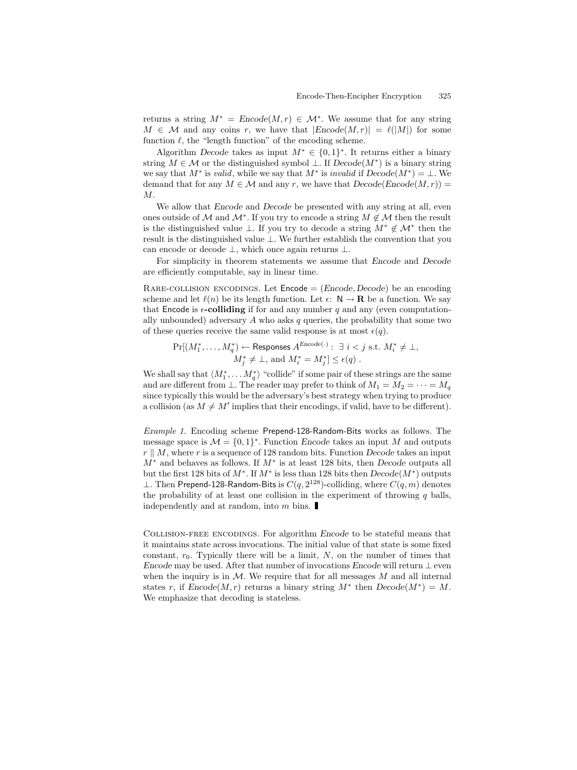returns a string $M^* = \mathit{Encode}(M, r) \in \mathcal{M}^*$. We assume that for any string $M \in \mathcal{M}$ and any coins $r$, we have that $|\mathit{Encode}(M, r)| = \ell(|M|)$ for some function $\ell$, the "length function" of the encoding scheme.

Algorithm *Decode* takes as input $M^* \in \{0,1\}^*$. It returns either a binary string $M \in \mathcal{M}$ or the distinguished symbol $\perp$. If $\mathit{Decode}(M^*)$ is a binary string we say that $M^*$ is *valid*, while we say that $M^*$ is *invalid* if $\mathit{Decode}(M^*) = \perp$. We demand that for any $M \in \mathcal{M}$ and any $r$, we have that $\mathit{Decode}(\mathit{Encode}(M, r)) = M$.

We allow that *Encode* and *Decode* be presented with any string at all, even ones outside of $\mathcal{M}$ and $\mathcal{M}^*$. If you try to encode a string $M \notin \mathcal{M}$ then the result is the distinguished value $\perp$. If you try to decode a string $M^* \notin \mathcal{M}^*$ then the result is the distinguished value $\perp$. We further establish the convention that you can encode or decode $\perp$, which once again returns $\perp$.

For simplicity in theorem statements we assume that *Encode* and *Decode* are efficiently computable, say in linear time.

Rare-collision encodings. Let $\mathsf{Encode} = (\mathit{Encode}, \mathit{Decode})$ be an encoding scheme and let $\ell(n)$ be its length function. Let $\epsilon\colon \mathsf{N} \to \mathbf{R}$ be a function. We say that $\mathsf{Encode}$ is **$\epsilon$-colliding** if for and any number $q$ and any (even computationally unbounded) adversary $A$ who asks $q$ queries, the probability that some two of these queries receive the same valid response is at most $\epsilon(q)$.

$$\Pr[(M_1^*, \ldots, M_q^*) \leftarrow \mathsf{Responses}\ A^{\mathit{Encode}(\cdot)} :\ \exists\ i < j \text{ s.t. } M_i^* \neq \perp,\\ M_j^* \neq \perp, \text{ and } M_i^* = M_j^*] \leq \epsilon(q)\ .$$

We shall say that $\langle M_1^*, \ldots M_q^* \rangle$ "collide" if some pair of these strings are the same and are different from $\perp$. The reader may prefer to think of $M_1 = M_2 = \cdots = M_q$ since typically this would be the adversary's best strategy when trying to produce a collision (as $M \neq M'$ implies that their encodings, if valid, have to be different).

*Example 1.* Encoding scheme $\mathsf{Prepend\text{-}128\text{-}Random\text{-}Bits}$ works as follows. The message space is $\mathcal{M} = \{0,1\}^*$. Function *Encode* takes an input $M$ and outputs $r \parallel M$, where $r$ is a sequence of 128 random bits. Function *Decode* takes an input $M^*$ and behaves as follows. If $M^*$ is at least 128 bits, then *Decode* outputs all but the first 128 bits of $M^*$. If $M^*$ is less than 128 bits then $\mathit{Decode}(M^*)$ outputs $\perp$. Then $\mathsf{Prepend\text{-}128\text{-}Random\text{-}Bits}$ is $C(q, 2^{128})$-colliding, where $C(q, m)$ denotes the probability of at least one collision in the experiment of throwing $q$ balls, independently and at random, into $m$ bins. ∎

Collision-free encodings. For algorithm *Encode* to be stateful means that it maintains state across invocations. The initial value of that state is some fixed constant, $r_0$. Typically there will be a limit, $N$, on the number of times that *Encode* may be used. After that number of invocations *Encode* will return $\perp$ even when the inquiry is in $\mathcal{M}$. We require that for all messages $M$ and all internal states $r$, if $\mathit{Encode}(M, r)$ returns a binary string $M^*$ then $\mathit{Decode}(M^*) = M$. We emphasize that decoding is stateless.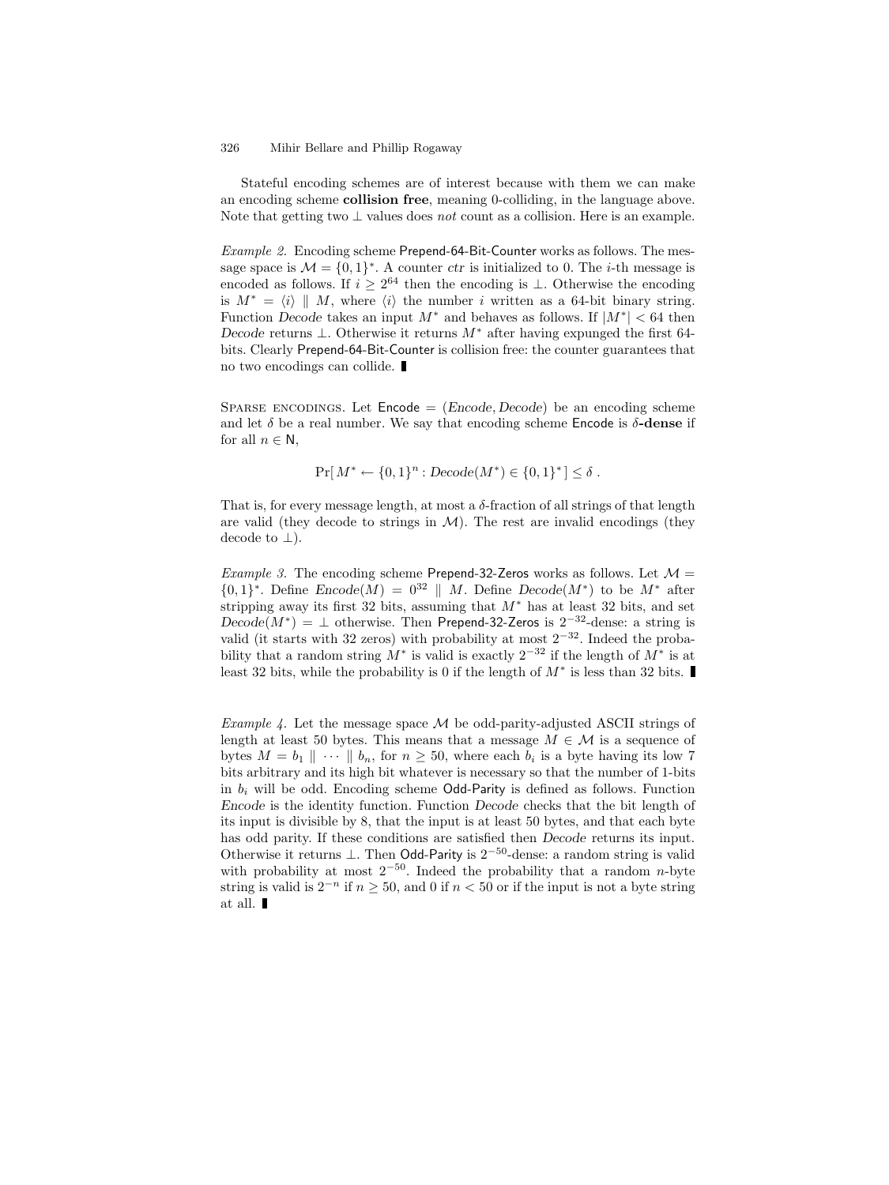Stateful encoding schemes are of interest because with them we can make an encoding scheme **collision free**, meaning 0-colliding, in the language above. Note that getting two $\perp$ values does *not* count as a collision. Here is an example.

*Example 2.* Encoding scheme Prepend-64-Bit-Counter works as follows. The message space is $\mathcal{M} = \{0,1\}^*$. A counter *ctr* is initialized to 0. The $i$-th message is encoded as follows. If $i \geq 2^{64}$ then the encoding is $\perp$. Otherwise the encoding is $M^* = \langle i \rangle \parallel M$, where $\langle i \rangle$ the number $i$ written as a 64-bit binary string. Function *Decode* takes an input $M^*$ and behaves as follows. If $|M^*| < 64$ then *Decode* returns $\perp$. Otherwise it returns $M^*$ after having expunged the first 64-bits. Clearly Prepend-64-Bit-Counter is collision free: the counter guarantees that no two encodings can collide. ∎

SPARSE ENCODINGS. Let $\mathsf{Encode} = (\mathit{Encode}, \mathit{Decode})$ be an encoding scheme and let $\delta$ be a real number. We say that encoding scheme Encode is **$\delta$-dense** if for all $n \in \mathsf{N}$,

$$\Pr[\, M^* \leftarrow \{0,1\}^n : \mathit{Decode}(M^*) \in \{0,1\}^* \,] \leq \delta \,.$$

That is, for every message length, at most a $\delta$-fraction of all strings of that length are valid (they decode to strings in $\mathcal{M}$). The rest are invalid encodings (they decode to $\perp$).

*Example 3.* The encoding scheme Prepend-32-Zeros works as follows. Let $\mathcal{M} = \{0,1\}^*$. Define $\mathit{Encode}(M) = 0^{32} \parallel M$. Define $\mathit{Decode}(M^*)$ to be $M^*$ after stripping away its first 32 bits, assuming that $M^*$ has at least 32 bits, and set $\mathit{Decode}(M^*) = \perp$ otherwise. Then Prepend-32-Zeros is $2^{-32}$-dense: a string is valid (it starts with 32 zeros) with probability at most $2^{-32}$. Indeed the probability that a random string $M^*$ is valid is exactly $2^{-32}$ if the length of $M^*$ is at least 32 bits, while the probability is 0 if the length of $M^*$ is less than 32 bits. ∎

*Example 4.* Let the message space $\mathcal{M}$ be odd-parity-adjusted ASCII strings of length at least 50 bytes. This means that a message $M \in \mathcal{M}$ is a sequence of bytes $M = b_1 \parallel \cdots \parallel b_n$, for $n \geq 50$, where each $b_i$ is a byte having its low 7 bits arbitrary and its high bit whatever is necessary so that the number of 1-bits in $b_i$ will be odd. Encoding scheme Odd-Parity is defined as follows. Function *Encode* is the identity function. Function *Decode* checks that the bit length of its input is divisible by 8, that the input is at least 50 bytes, and that each byte has odd parity. If these conditions are satisfied then *Decode* returns its input. Otherwise it returns $\perp$. Then Odd-Parity is $2^{-50}$-dense: a random string is valid with probability at most $2^{-50}$. Indeed the probability that a random $n$-byte string is valid is $2^{-n}$ if $n \geq 50$, and 0 if $n < 50$ or if the input is not a byte string at all. ∎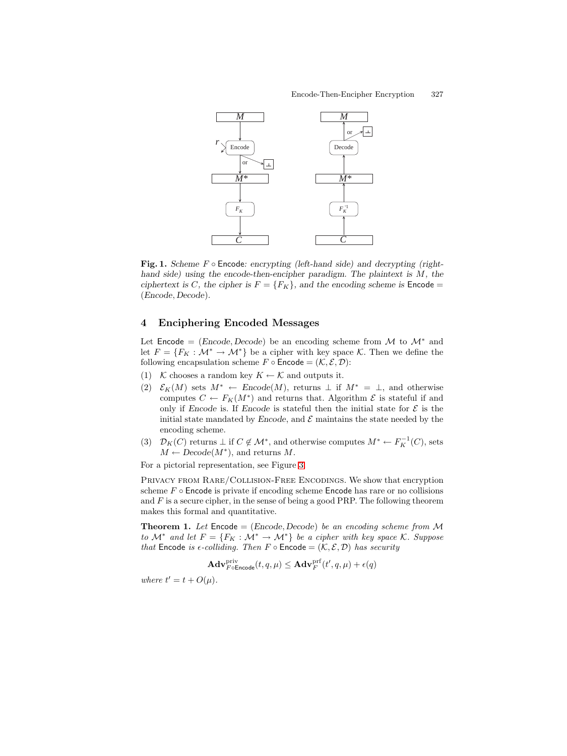**Fig. 1.** *Scheme $F \circ \mathsf{Encode}$: encrypting (left-hand side) and decrypting (right-hand side) using the encode-then-encipher paradigm. The plaintext is $M$, the ciphertext is $C$, the cipher is $F = \{F_K\}$, and the encoding scheme is $\mathsf{Encode} = (Encode, Decode)$.*

## 4 Enciphering Encoded Messages

Let $\mathsf{Encode} = (Encode, Decode)$ be an encoding scheme from $\mathcal{M}$ to $\mathcal{M}^*$ and let $F = \{F_K : \mathcal{M}^* \to \mathcal{M}^*\}$ be a cipher with key space $\mathcal{K}$. Then we define the following encapsulation scheme $F \circ \mathsf{Encode} = (\mathcal{K}, \mathcal{E}, \mathcal{D})$:

(1) $\mathcal{K}$ chooses a random key $K \leftarrow \mathcal{K}$ and outputs it.

(2) $\mathcal{E}_K(M)$ sets $M^* \leftarrow Encode(M)$, returns $\perp$ if $M^* = \perp$, and otherwise computes $C \leftarrow F_K(M^*)$ and returns that. Algorithm $\mathcal{E}$ is stateful if and only if $Encode$ is. If $Encode$ is stateful then the initial state for $\mathcal{E}$ is the initial state mandated by $Encode$, and $\mathcal{E}$ maintains the state needed by the encoding scheme.

(3) $\mathcal{D}_K(C)$ returns $\perp$ if $C \notin \mathcal{M}^*$, and otherwise computes $M^* \leftarrow F_K^{-1}(C)$, sets $M \leftarrow Decode(M^*)$, and returns $M$.

For a pictorial representation, see Figure 3.

Privacy from Rare/Collision-Free Encodings. We show that encryption scheme $F \circ \mathsf{Encode}$ is private if encoding scheme $\mathsf{Encode}$ has rare or no collisions and $F$ is a secure cipher, in the sense of being a good PRP. The following theorem makes this formal and quantitative.

**Theorem 1.** *Let $\mathsf{Encode} = (Encode, Decode)$ be an encoding scheme from $\mathcal{M}$ to $\mathcal{M}^*$ and let $F = \{F_K : \mathcal{M}^* \to \mathcal{M}^*\}$ be a cipher with key space $\mathcal{K}$. Suppose that $\mathsf{Encode}$ is $\epsilon$-colliding. Then $F \circ \mathsf{Encode} = (\mathcal{K}, \mathcal{E}, \mathcal{D})$ has security*

$$\mathbf{Adv}^{\mathrm{priv}}_{F \circ \mathsf{Encode}}(t, q, \mu) \leq \mathbf{Adv}^{\mathrm{prf}}_{F}(t', q, \mu) + \epsilon(q)$$

*where $t' = t + O(\mu)$.*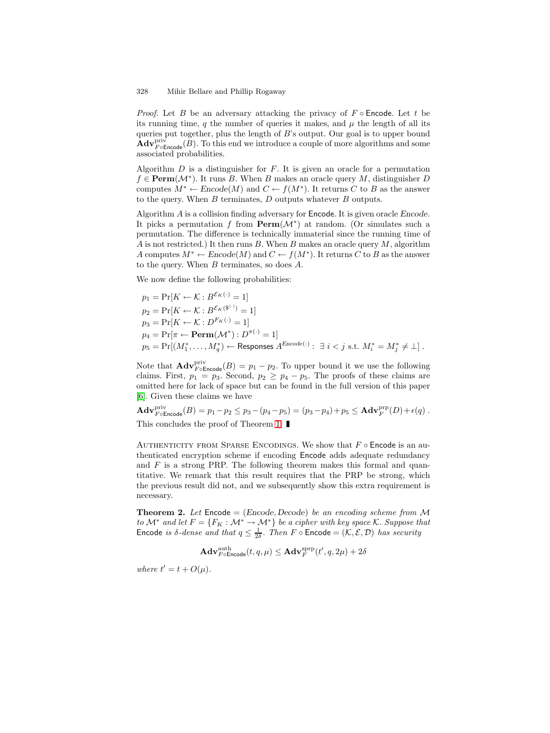*Proof.* Let $B$ be an adversary attacking the privacy of $F \circ \mathsf{Encode}$. Let $t$ be its running time, $q$ the number of queries it makes, and $\mu$ the length of all its queries put together, plus the length of $B$'s output. Our goal is to upper bound $\mathbf{Adv}^{\mathrm{priv}}_{F\circ\mathsf{Encode}}(B)$. To this end we introduce a couple of more algorithms and some associated probabilities.

Algorithm $D$ is a distinguisher for $F$. It is given an oracle for a permutation $f \in \mathbf{Perm}(\mathcal{M}^*)$. It runs $B$. When $B$ makes an oracle query $M$, distinguisher $D$ computes $M^* \leftarrow \mathit{Encode}(M)$ and $C \leftarrow f(M^*)$. It returns $C$ to $B$ as the answer to the query. When $B$ terminates, $D$ outputs whatever $B$ outputs.

Algorithm $A$ is a collision finding adversary for $\mathsf{Encode}$. It is given oracle $\mathit{Encode}$. It picks a permutation $f$ from $\mathbf{Perm}(\mathcal{M}^*)$ at random. (Or simulates such a permutation. The difference is technically immaterial since the running time of $A$ is not restricted.) It then runs $B$. When $B$ makes an oracle query $M$, algorithm $A$ computes $M^* \leftarrow \mathit{Encode}(M)$ and $C \leftarrow f(M^*)$. It returns $C$ to $B$ as the answer to the query. When $B$ terminates, so does $A$.

We now define the following probabilities:

$$
\begin{aligned}
p_1 &= \Pr[K \leftarrow \mathcal{K} : B^{\mathcal{E}_K(\cdot)} = 1] \\
p_2 &= \Pr[K \leftarrow \mathcal{K} : B^{\mathcal{E}_K(\$^{|\cdot|})} = 1] \\
p_3 &= \Pr[K \leftarrow \mathcal{K} : D^{F_K(\cdot)} = 1] \\
p_4 &= \Pr[\pi \leftarrow \mathbf{Perm}(\mathcal{M}^*) : D^{\pi(\cdot)} = 1] \\
p_5 &= \Pr[(M_1^*, \ldots, M_q^*) \leftarrow \mathsf{Responses}\ A^{\mathit{Encode}(\cdot)} :\ \exists\, i < j \text{ s.t. } M_i^* = M_j^* \neq \bot]\ .
\end{aligned}
$$

Note that $\mathbf{Adv}^{\mathrm{priv}}_{F\circ\mathsf{Encode}}(B) = p_1 - p_2$. To upper bound it we use the following claims. First, $p_1 = p_3$. Second, $p_2 \geq p_4 - p_5$. The proofs of these claims are omitted here for lack of space but can be found in the full version of this paper [6]. Given these claims we have

$$\mathbf{Adv}^{\mathrm{priv}}_{F\circ\mathsf{Encode}}(B) = p_1 - p_2 \leq p_3 - (p_4 - p_5) = (p_3 - p_4) + p_5 \leq \mathbf{Adv}^{\mathrm{prp}}_{F}(D) + \epsilon(q)\ .$$

This concludes the proof of Theorem 1. ∎

Authenticity from Sparse Encodings. We show that $F \circ \mathsf{Encode}$ is an authenticated encryption scheme if encoding $\mathsf{Encode}$ adds adequate redundancy and $F$ is a strong PRP. The following theorem makes this formal and quantitative. We remark that this result requires that the PRP be strong, which the previous result did not, and we subsequently show this extra requirement is necessary.

**Theorem 2.** *Let $\mathsf{Encode} = (\mathit{Encode}, \mathit{Decode})$ be an encoding scheme from $\mathcal{M}$ to $\mathcal{M}^*$ and let $F = \{F_K : \mathcal{M}^* \to \mathcal{M}^*\}$ be a cipher with key space $\mathcal{K}$. Suppose that $\mathsf{Encode}$ is $\delta$-dense and that $q \leq \frac{1}{2\delta}$. Then $F \circ \mathsf{Encode} = (\mathcal{K}, \mathcal{E}, \mathcal{D})$ has security*

$$\mathbf{Adv}^{\mathrm{auth}}_{F\circ\mathsf{Encode}}(t, q, \mu) \leq \mathbf{Adv}^{\mathrm{sprp}}_{F}(t', q, 2\mu) + 2\delta$$

*where $t' = t + O(\mu)$.*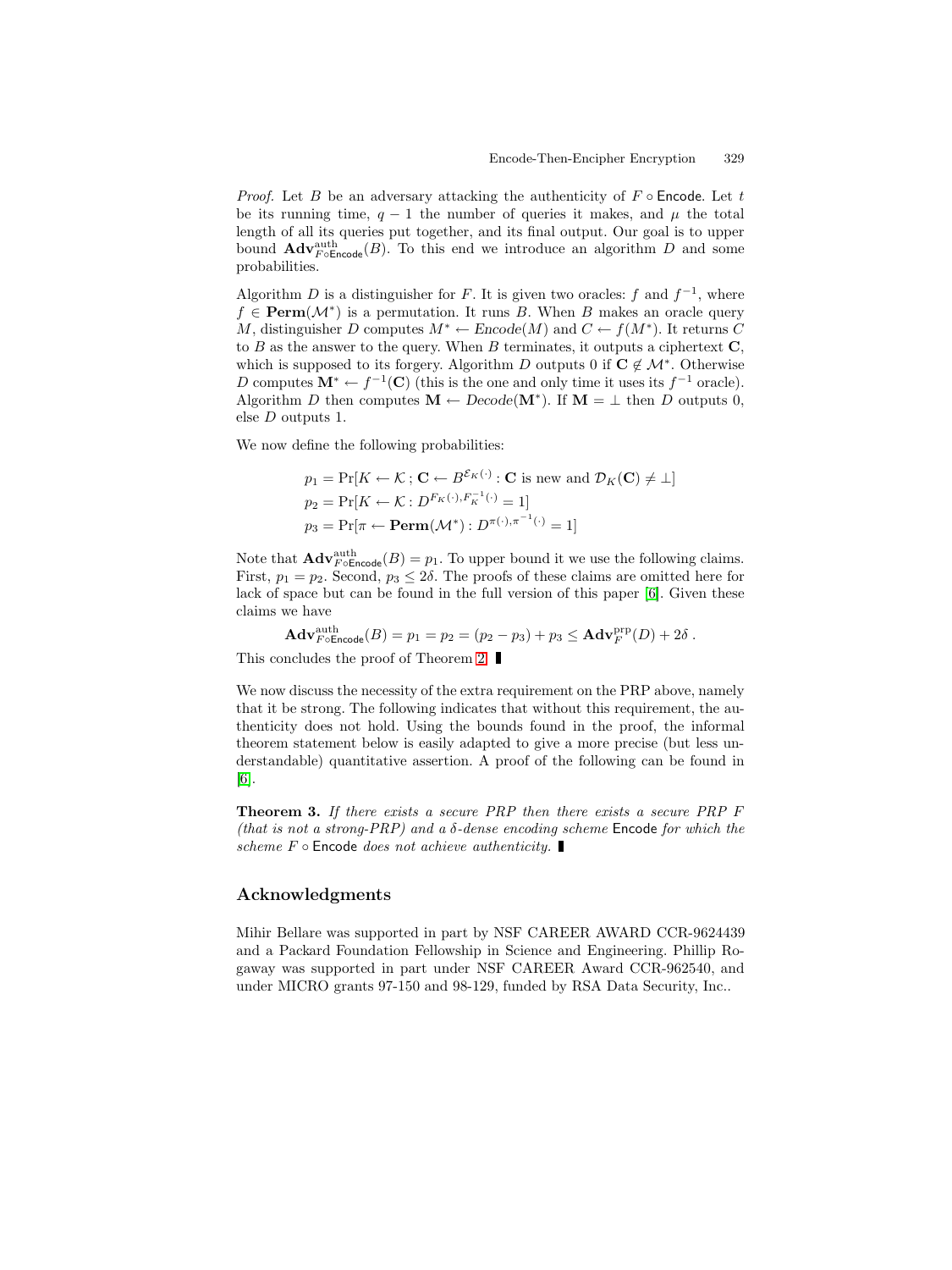*Proof.* Let $B$ be an adversary attacking the authenticity of $F \circ \mathsf{Encode}$. Let $t$ be its running time, $q-1$ the number of queries it makes, and $\mu$ the total length of all its queries put together, and its final output. Our goal is to upper bound $\mathbf{Adv}^{\mathrm{auth}}_{F\circ\mathsf{Encode}}(B)$. To this end we introduce an algorithm $D$ and some probabilities.

Algorithm $D$ is a distinguisher for $F$. It is given two oracles: $f$ and $f^{-1}$, where $f \in \mathbf{Perm}(\mathcal{M}^*)$ is a permutation. It runs $B$. When $B$ makes an oracle query $M$, distinguisher $D$ computes $M^* \leftarrow \mathit{Encode}(M)$ and $C \leftarrow f(M^*)$. It returns $C$ to $B$ as the answer to the query. When $B$ terminates, it outputs a ciphertext $\mathbf{C}$, which is supposed to its forgery. Algorithm $D$ outputs 0 if $\mathbf{C} \notin \mathcal{M}^*$. Otherwise $D$ computes $\mathbf{M}^* \leftarrow f^{-1}(\mathbf{C})$ (this is the one and only time it uses its $f^{-1}$ oracle). Algorithm $D$ then computes $\mathbf{M} \leftarrow \mathit{Decode}(\mathbf{M}^*)$. If $\mathbf{M} = \perp$ then $D$ outputs 0, else $D$ outputs 1.

We now define the following probabilities:

$$p_1 = \Pr[K \leftarrow \mathcal{K}\,;\, \mathbf{C} \leftarrow B^{\mathcal{E}_K(\cdot)} : \mathbf{C} \text{ is new and } \mathcal{D}_K(\mathbf{C}) \neq \perp]$$
$$p_2 = \Pr[K \leftarrow \mathcal{K} : D^{F_K(\cdot),F_K^{-1}(\cdot)} = 1]$$
$$p_3 = \Pr[\pi \leftarrow \mathbf{Perm}(\mathcal{M}^*) : D^{\pi(\cdot),\pi^{-1}(\cdot)} = 1]$$

Note that $\mathbf{Adv}^{\mathrm{auth}}_{F\circ\mathsf{Encode}}(B) = p_1$. To upper bound it we use the following claims. First, $p_1 = p_2$. Second, $p_3 \leq 2\delta$. The proofs of these claims are omitted here for lack of space but can be found in the full version of this paper [6]. Given these claims we have

$$\mathbf{Adv}^{\mathrm{auth}}_{F\circ\mathsf{Encode}}(B) = p_1 = p_2 = (p_2 - p_3) + p_3 \leq \mathbf{Adv}^{\mathrm{prp}}_F(D) + 2\delta\,.$$

This concludes the proof of Theorem 2. ∎

We now discuss the necessity of the extra requirement on the PRP above, namely that it be strong. The following indicates that without this requirement, the authenticity does not hold. Using the bounds found in the proof, the informal theorem statement below is easily adapted to give a more precise (but less understandable) quantitative assertion. A proof of the following can be found in [6].

**Theorem 3.** *If there exists a secure PRP then there exists a secure PRP $F$ (that is not a strong-PRP) and a $\delta$-dense encoding scheme* $\mathsf{Encode}$ *for which the scheme $F \circ$* $\mathsf{Encode}$ *does not achieve authenticity.* ∎

## Acknowledgments

Mihir Bellare was supported in part by NSF CAREER AWARD CCR-9624439 and a Packard Foundation Fellowship in Science and Engineering. Phillip Rogaway was supported in part under NSF CAREER Award CCR-962540, and under MICRO grants 97-150 and 98-129, funded by RSA Data Security, Inc..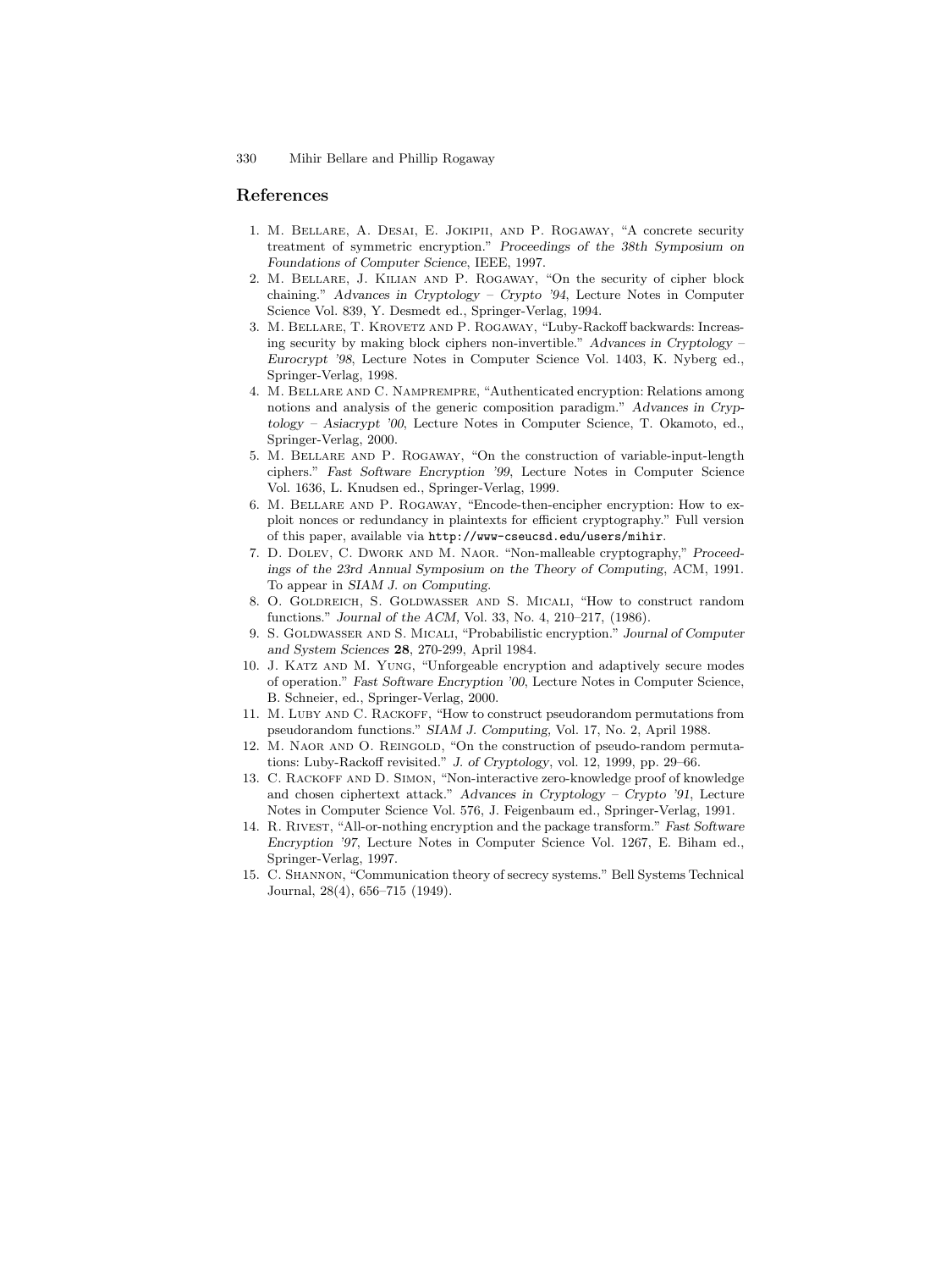## References

1. M. Bellare, A. Desai, E. Jokipii, and P. Rogaway, "A concrete security treatment of symmetric encryption." *Proceedings of the 38th Symposium on Foundations of Computer Science*, IEEE, 1997.
2. M. Bellare, J. Kilian and P. Rogaway, "On the security of cipher block chaining." *Advances in Cryptology – Crypto '94*, Lecture Notes in Computer Science Vol. 839, Y. Desmedt ed., Springer-Verlag, 1994.
3. M. Bellare, T. Krovetz and P. Rogaway, "Luby-Rackoff backwards: Increasing security by making block ciphers non-invertible." *Advances in Cryptology – Eurocrypt '98*, Lecture Notes in Computer Science Vol. 1403, K. Nyberg ed., Springer-Verlag, 1998.
4. M. Bellare and C. Namprempre, "Authenticated encryption: Relations among notions and analysis of the generic composition paradigm." *Advances in Cryptology – Asiacrypt '00*, Lecture Notes in Computer Science, T. Okamoto, ed., Springer-Verlag, 2000.
5. M. Bellare and P. Rogaway, "On the construction of variable-input-length ciphers." *Fast Software Encryption '99*, Lecture Notes in Computer Science Vol. 1636, L. Knudsen ed., Springer-Verlag, 1999.
6. M. Bellare and P. Rogaway, "Encode-then-encipher encryption: How to exploit nonces or redundancy in plaintexts for efficient cryptography." Full version of this paper, available via `http://www-cseucsd.edu/users/mihir`.
7. D. Dolev, C. Dwork and M. Naor. "Non-malleable cryptography," *Proceedings of the 23rd Annual Symposium on the Theory of Computing*, ACM, 1991. To appear in *SIAM J. on Computing*.
8. O. Goldreich, S. Goldwasser and S. Micali, "How to construct random functions." *Journal of the ACM*, Vol. 33, No. 4, 210–217, (1986).
9. S. Goldwasser and S. Micali, "Probabilistic encryption." *Journal of Computer and System Sciences* **28**, 270-299, April 1984.
10. J. Katz and M. Yung, "Unforgeable encryption and adaptively secure modes of operation." *Fast Software Encryption '00*, Lecture Notes in Computer Science, B. Schneier, ed., Springer-Verlag, 2000.
11. M. Luby and C. Rackoff, "How to construct pseudorandom permutations from pseudorandom functions." *SIAM J. Computing*, Vol. 17, No. 2, April 1988.
12. M. Naor and O. Reingold, "On the construction of pseudo-random permutations: Luby-Rackoff revisited." *J. of Cryptology*, vol. 12, 1999, pp. 29–66.
13. C. Rackoff and D. Simon, "Non-interactive zero-knowledge proof of knowledge and chosen ciphertext attack." *Advances in Cryptology – Crypto '91*, Lecture Notes in Computer Science Vol. 576, J. Feigenbaum ed., Springer-Verlag, 1991.
14. R. Rivest, "All-or-nothing encryption and the package transform." *Fast Software Encryption '97*, Lecture Notes in Computer Science Vol. 1267, E. Biham ed., Springer-Verlag, 1997.
15. C. Shannon, "Communication theory of secrecy systems." Bell Systems Technical Journal, 28(4), 656–715 (1949).